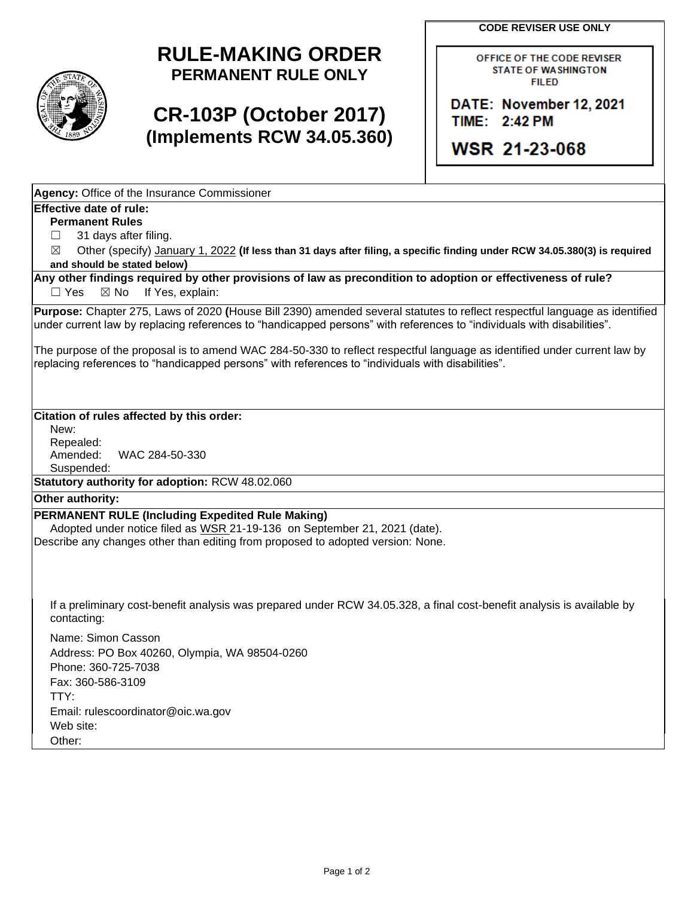# RULE-MAKING ORDER

## PERMANENT RULE ONLY

# CR-103P (October 2017)

## (Implements RCW 34.05.360)

**CODE REVISER USE ONLY**

OFFICE OF THE CODE REVISER
STATE OF WASHINGTON
FILED

DATE: November 12, 2021
TIME: 2:42 PM

WSR 21-23-068

**Agency:** Office of the Insurance Commissioner

**Effective date of rule:**

**Permanent Rules**

☐ 31 days after filing.

☒ Other (specify) January 1, 2022 **(If less than 31 days after filing, a specific finding under RCW 34.05.380(3) is required and should be stated below)**

**Any other findings required by other provisions of law as precondition to adoption or effectiveness of rule?**

☐ Yes ☒ No If Yes, explain:

**Purpose:** Chapter 275, Laws of 2020 **(**House Bill 2390) amended several statutes to reflect respectful language as identified under current law by replacing references to "handicapped persons" with references to "individuals with disabilities".

The purpose of the proposal is to amend WAC 284-50-330 to reflect respectful language as identified under current law by replacing references to "handicapped persons" with references to "individuals with disabilities".

**Citation of rules affected by this order:**

New:
Repealed:
Amended: WAC 284-50-330
Suspended:

**Statutory authority for adoption:** RCW 48.02.060

**Other authority:**

**PERMANENT RULE (Including Expedited Rule Making)**

Adopted under notice filed as WSR 21-19-136 on September 21, 2021 (date).

Describe any changes other than editing from proposed to adopted version: None.

If a preliminary cost-benefit analysis was prepared under RCW 34.05.328, a final cost-benefit analysis is available by contacting:

Name: Simon Casson
Address: PO Box 40260, Olympia, WA 98504-0260
Phone: 360-725-7038
Fax: 360-586-3109
TTY:
Email: rulescoordinator@oic.wa.gov
Web site:
Other: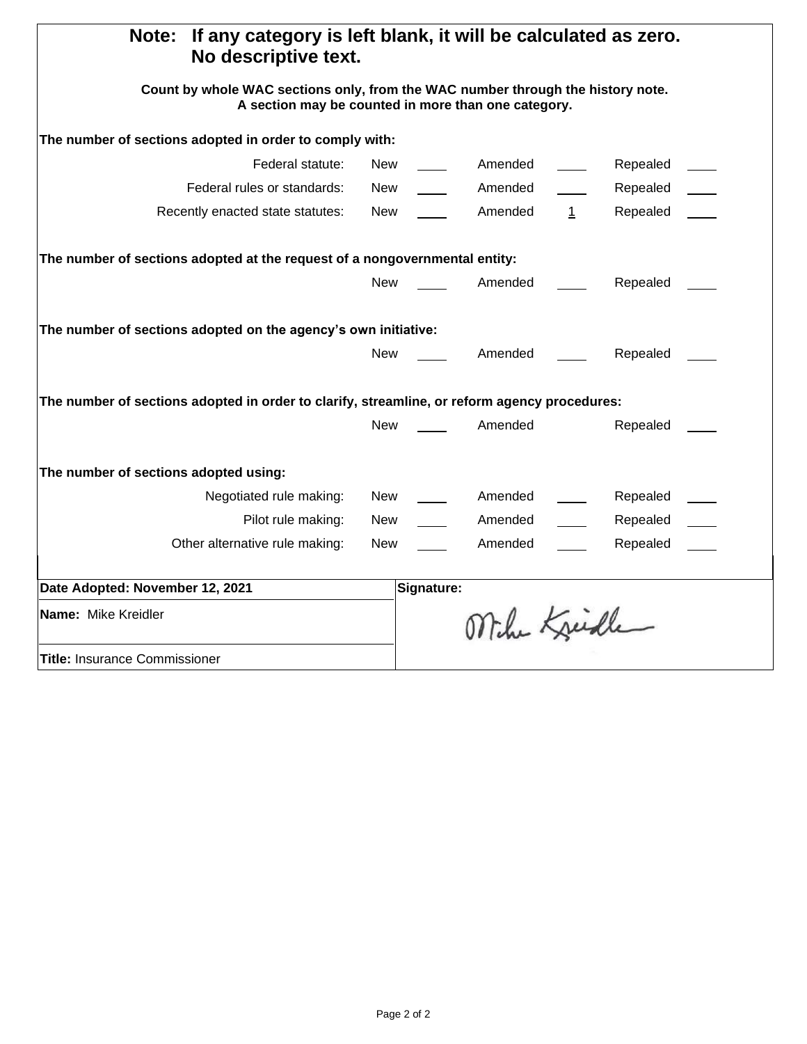**Note: If any category is left blank, it will be calculated as zero. No descriptive text.**

**Count by whole WAC sections only, from the WAC number through the history note. A section may be counted in more than one category.**

**The number of sections adopted in order to comply with:**

| | | | | | | |
|---|---|---|---|---|---|---|
| Federal statute: | New | | Amended | | Repealed | |
| Federal rules or standards: | New | | Amended | | Repealed | |
| Recently enacted state statutes: | New | | Amended | 1 | Repealed | |

**The number of sections adopted at the request of a nongovernmental entity:**

| | | | | | |
|---|---|---|---|---|---|
| New | | Amended | | Repealed | |

**The number of sections adopted on the agency's own initiative:**

| | | | | | |
|---|---|---|---|---|---|
| New | | Amended | | Repealed | |

**The number of sections adopted in order to clarify, streamline, or reform agency procedures:**

| | | | | | |
|---|---|---|---|---|---|
| New | | Amended | | Repealed | |

**The number of sections adopted using:**

| | | | | | | |
|---|---|---|---|---|---|---|
| Negotiated rule making: | New | | Amended | | Repealed | |
| Pilot rule making: | New | | Amended | | Repealed | |
| Other alternative rule making: | New | | Amended | | Repealed | |

| | |
|---|---|
| **Date Adopted:** November 12, 2021 | **Signature:** |
| **Name:** Mike Kreidler | Mike Kreidler |
| **Title:** Insurance Commissioner | |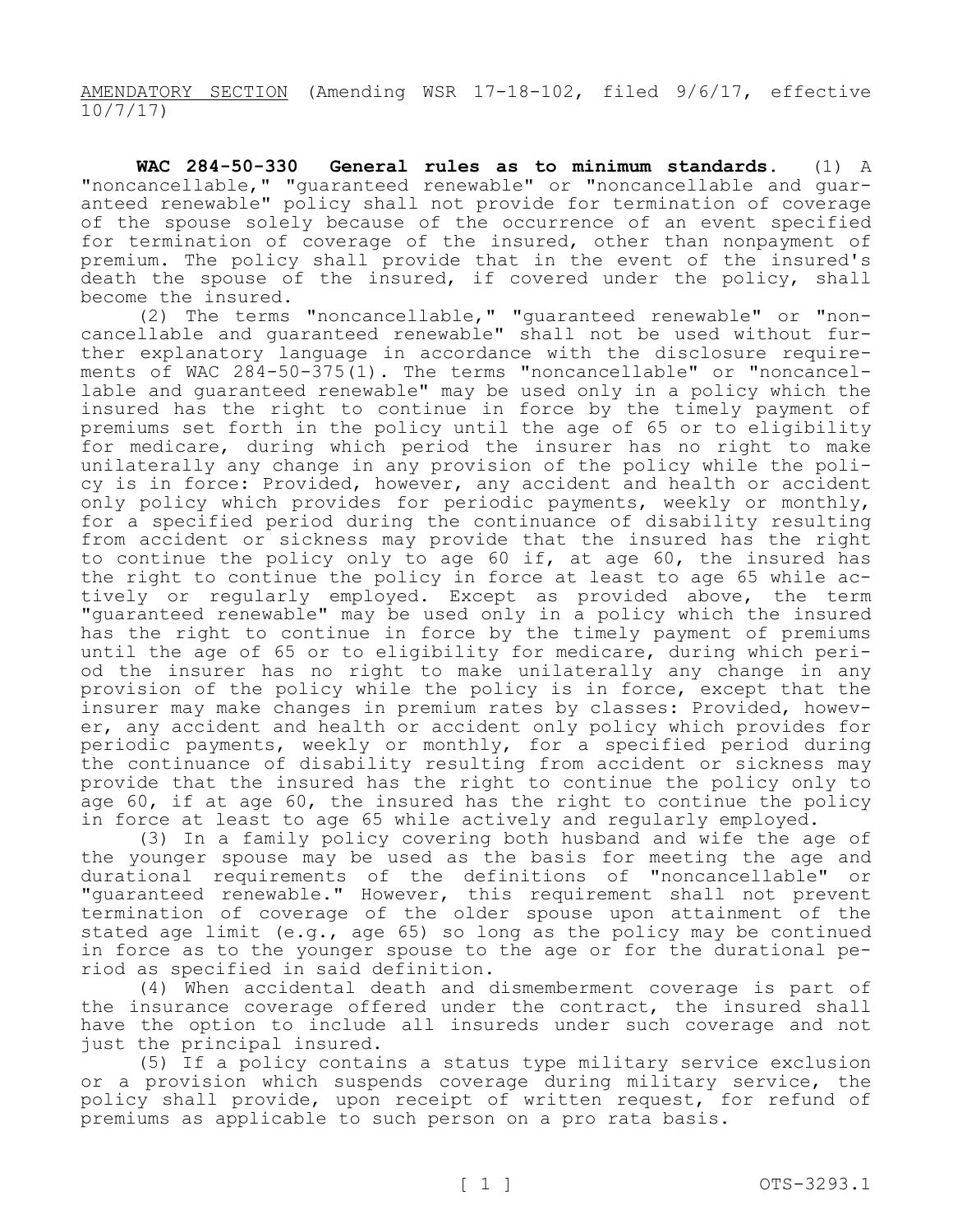AMENDATORY SECTION (Amending WSR 17-18-102, filed 9/6/17, effective 10/7/17)

**WAC 284-50-330 General rules as to minimum standards.** (1) A "noncancellable," "guaranteed renewable" or "noncancellable and guaranteed renewable" policy shall not provide for termination of coverage of the spouse solely because of the occurrence of an event specified for termination of coverage of the insured, other than nonpayment of premium. The policy shall provide that in the event of the insured's death the spouse of the insured, if covered under the policy, shall become the insured.

(2) The terms "noncancellable," "guaranteed renewable" or "noncancellable and guaranteed renewable" shall not be used without further explanatory language in accordance with the disclosure requirements of WAC 284-50-375(1). The terms "noncancellable" or "noncancellable and guaranteed renewable" may be used only in a policy which the insured has the right to continue in force by the timely payment of premiums set forth in the policy until the age of 65 or to eligibility for medicare, during which period the insurer has no right to make unilaterally any change in any provision of the policy while the policy is in force: Provided, however, any accident and health or accident only policy which provides for periodic payments, weekly or monthly, for a specified period during the continuance of disability resulting from accident or sickness may provide that the insured has the right to continue the policy only to age 60 if, at age 60, the insured has the right to continue the policy in force at least to age 65 while actively or regularly employed. Except as provided above, the term "guaranteed renewable" may be used only in a policy which the insured has the right to continue in force by the timely payment of premiums until the age of 65 or to eligibility for medicare, during which period the insurer has no right to make unilaterally any change in any provision of the policy while the policy is in force, except that the insurer may make changes in premium rates by classes: Provided, however, any accident and health or accident only policy which provides for periodic payments, weekly or monthly, for a specified period during the continuance of disability resulting from accident or sickness may provide that the insured has the right to continue the policy only to age 60, if at age 60, the insured has the right to continue the policy in force at least to age 65 while actively and regularly employed.

(3) In a family policy covering both husband and wife the age of the younger spouse may be used as the basis for meeting the age and durational requirements of the definitions of "noncancellable" or "guaranteed renewable." However, this requirement shall not prevent termination of coverage of the older spouse upon attainment of the stated age limit (e.g., age 65) so long as the policy may be continued in force as to the younger spouse to the age or for the durational period as specified in said definition.

(4) When accidental death and dismemberment coverage is part of the insurance coverage offered under the contract, the insured shall have the option to include all insureds under such coverage and not just the principal insured.

(5) If a policy contains a status type military service exclusion or a provision which suspends coverage during military service, the policy shall provide, upon receipt of written request, for refund of premiums as applicable to such person on a pro rata basis.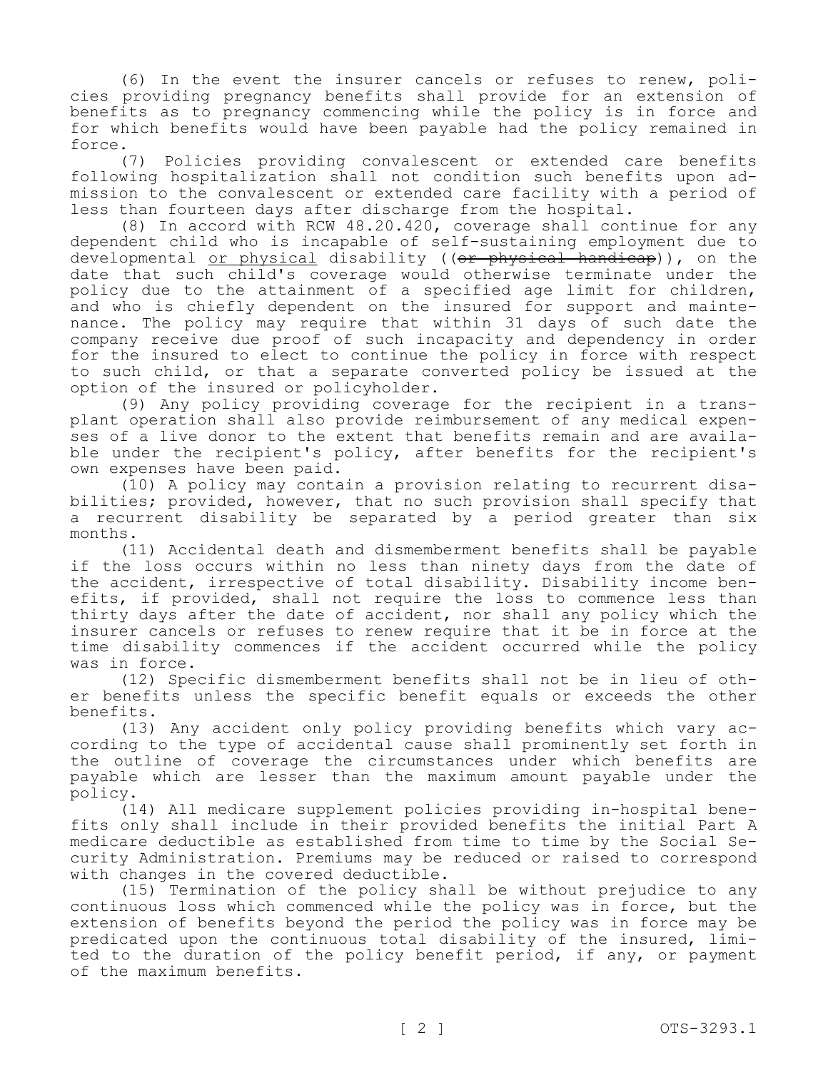(6) In the event the insurer cancels or refuses to renew, policies providing pregnancy benefits shall provide for an extension of benefits as to pregnancy commencing while the policy is in force and for which benefits would have been payable had the policy remained in force.

(7) Policies providing convalescent or extended care benefits following hospitalization shall not condition such benefits upon admission to the convalescent or extended care facility with a period of less than fourteen days after discharge from the hospital.

(8) In accord with RCW 48.20.420, coverage shall continue for any dependent child who is incapable of self-sustaining employment due to developmental <u>or physical</u> disability ((~~or physical handicap~~)), on the date that such child's coverage would otherwise terminate under the policy due to the attainment of a specified age limit for children, and who is chiefly dependent on the insured for support and maintenance. The policy may require that within 31 days of such date the company receive due proof of such incapacity and dependency in order for the insured to elect to continue the policy in force with respect to such child, or that a separate converted policy be issued at the option of the insured or policyholder.

(9) Any policy providing coverage for the recipient in a transplant operation shall also provide reimbursement of any medical expenses of a live donor to the extent that benefits remain and are available under the recipient's policy, after benefits for the recipient's own expenses have been paid.

(10) A policy may contain a provision relating to recurrent disabilities; provided, however, that no such provision shall specify that a recurrent disability be separated by a period greater than six months.

(11) Accidental death and dismemberment benefits shall be payable if the loss occurs within no less than ninety days from the date of the accident, irrespective of total disability. Disability income benefits, if provided, shall not require the loss to commence less than thirty days after the date of accident, nor shall any policy which the insurer cancels or refuses to renew require that it be in force at the time disability commences if the accident occurred while the policy was in force.

(12) Specific dismemberment benefits shall not be in lieu of other benefits unless the specific benefit equals or exceeds the other benefits.

(13) Any accident only policy providing benefits which vary according to the type of accidental cause shall prominently set forth in the outline of coverage the circumstances under which benefits are payable which are lesser than the maximum amount payable under the policy.

(14) All medicare supplement policies providing in-hospital benefits only shall include in their provided benefits the initial Part A medicare deductible as established from time to time by the Social Security Administration. Premiums may be reduced or raised to correspond with changes in the covered deductible.

(15) Termination of the policy shall be without prejudice to any continuous loss which commenced while the policy was in force, but the extension of benefits beyond the period the policy was in force may be predicated upon the continuous total disability of the insured, limited to the duration of the policy benefit period, if any, or payment of the maximum benefits.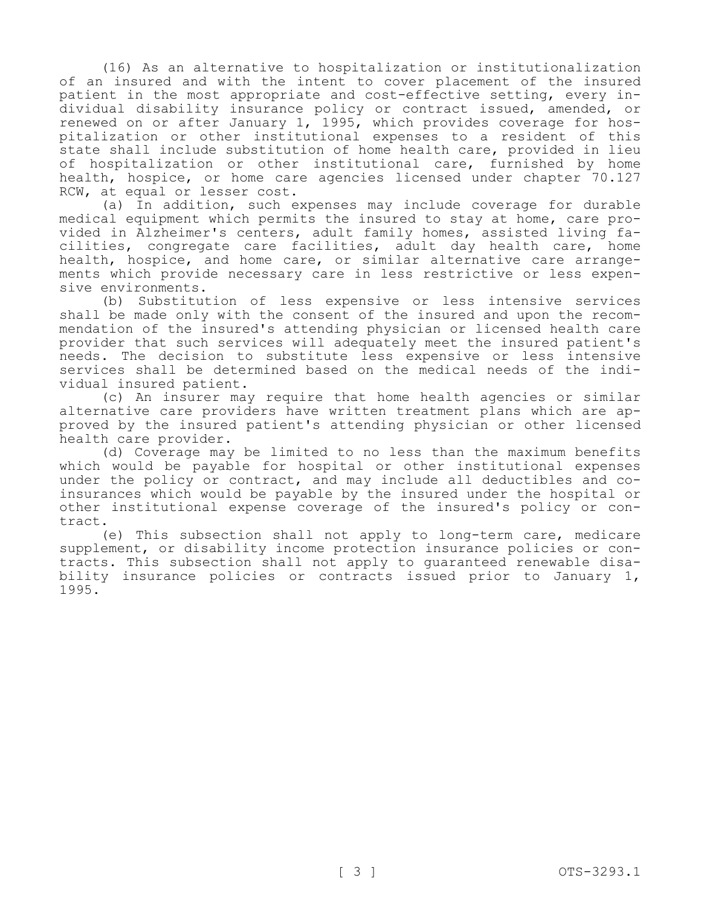(16) As an alternative to hospitalization or institutionalization of an insured and with the intent to cover placement of the insured patient in the most appropriate and cost-effective setting, every individual disability insurance policy or contract issued, amended, or renewed on or after January 1, 1995, which provides coverage for hospitalization or other institutional expenses to a resident of this state shall include substitution of home health care, provided in lieu of hospitalization or other institutional care, furnished by home health, hospice, or home care agencies licensed under chapter 70.127 RCW, at equal or lesser cost.

(a) In addition, such expenses may include coverage for durable medical equipment which permits the insured to stay at home, care provided in Alzheimer's centers, adult family homes, assisted living facilities, congregate care facilities, adult day health care, home health, hospice, and home care, or similar alternative care arrangements which provide necessary care in less restrictive or less expensive environments.

(b) Substitution of less expensive or less intensive services shall be made only with the consent of the insured and upon the recommendation of the insured's attending physician or licensed health care provider that such services will adequately meet the insured patient's needs. The decision to substitute less expensive or less intensive services shall be determined based on the medical needs of the individual insured patient.

(c) An insurer may require that home health agencies or similar alternative care providers have written treatment plans which are approved by the insured patient's attending physician or other licensed health care provider.

(d) Coverage may be limited to no less than the maximum benefits which would be payable for hospital or other institutional expenses under the policy or contract, and may include all deductibles and coinsurances which would be payable by the insured under the hospital or other institutional expense coverage of the insured's policy or contract.

(e) This subsection shall not apply to long-term care, medicare supplement, or disability income protection insurance policies or contracts. This subsection shall not apply to guaranteed renewable disability insurance policies or contracts issued prior to January 1, 1995.